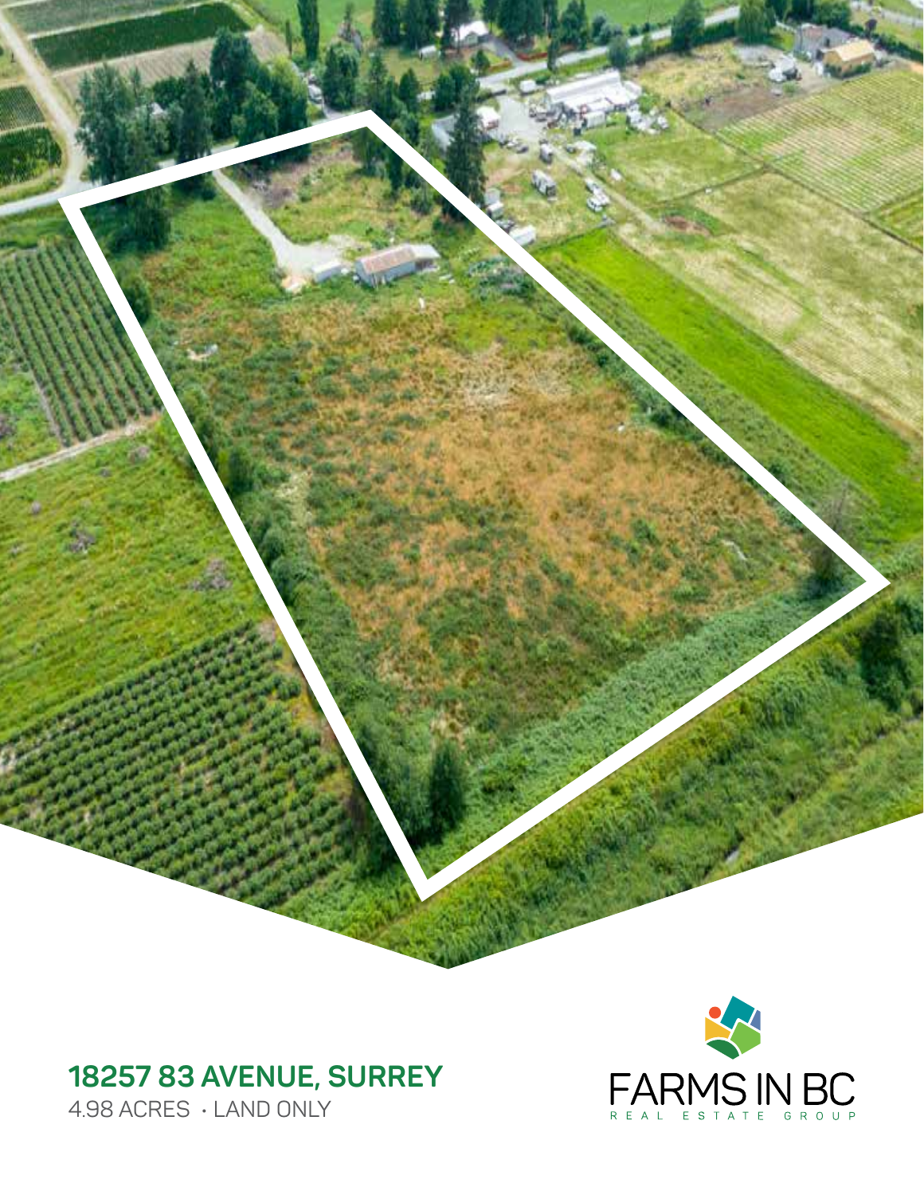# 18257 83 AVENUE, SURREY

4.98 ACRES · LAND ONLY

FARMS IN BC
REAL ESTATE GROUP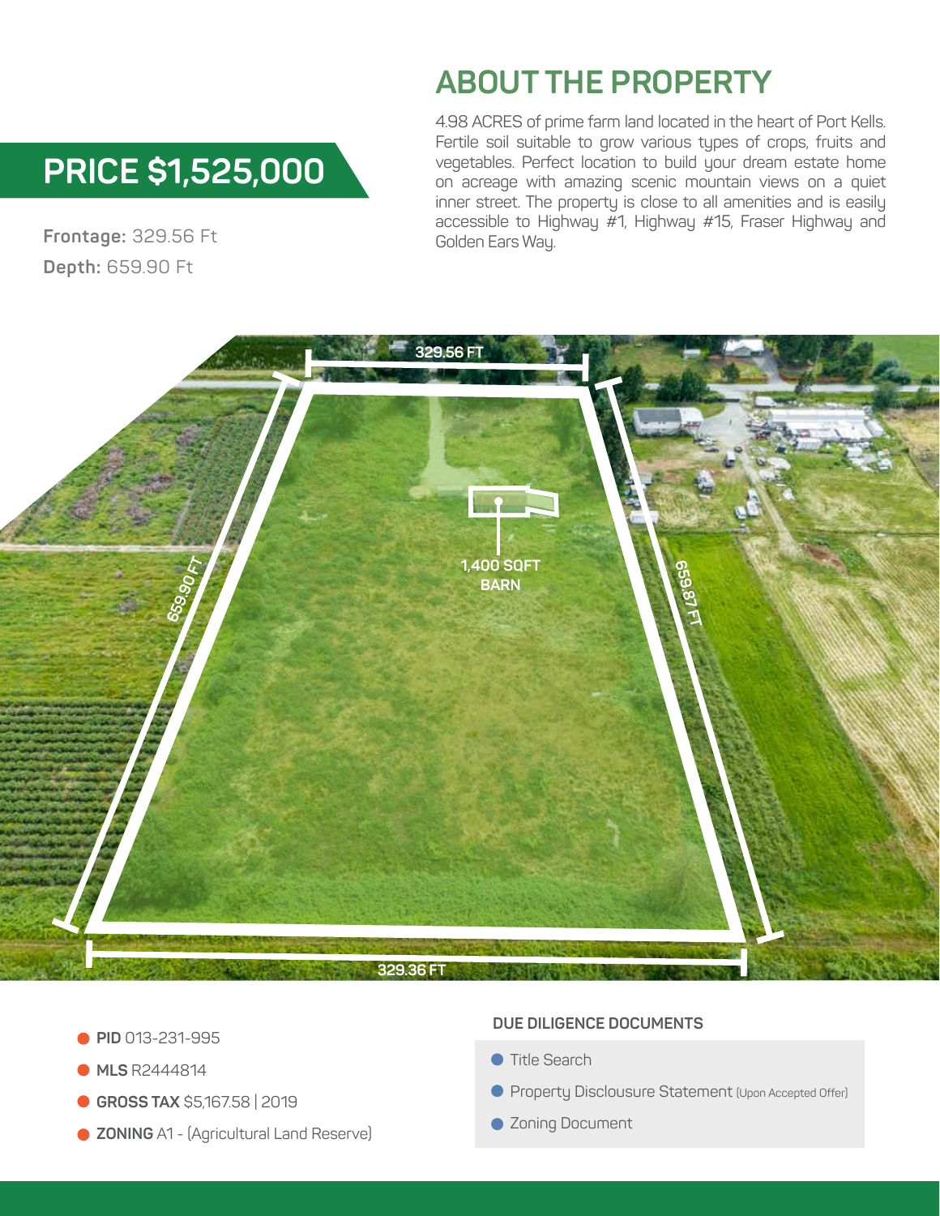## PRICE $1,525,000

**Frontage:** 329.56 Ft

**Depth:** 659.90 Ft

# ABOUT THE PROPERTY

4.98 ACRES of prime farm land located in the heart of Port Kells. Fertile soil suitable to grow various types of crops, fruits and vegetables. Perfect location to build your dream estate home on acreage with amazing scenic mountain views on a quiet inner street. The property is close to all amenities and is easily accessible to Highway #1, Highway #15, Fraser Highway and Golden Ears Way.

329.56 FT

659.90 FT

659.87 FT

1,400 SQFT BARN

329.36 FT

- **PID** 013-231-995
- **MLS** R2444814
- **GROSS TAX** $5,167.58 | 2019
- **ZONING** A1 - (Agricultural Land Reserve)

**DUE DILIGENCE DOCUMENTS**

- Title Search
- Property Disclousure Statement (Upon Accepted Offer)
- Zoning Document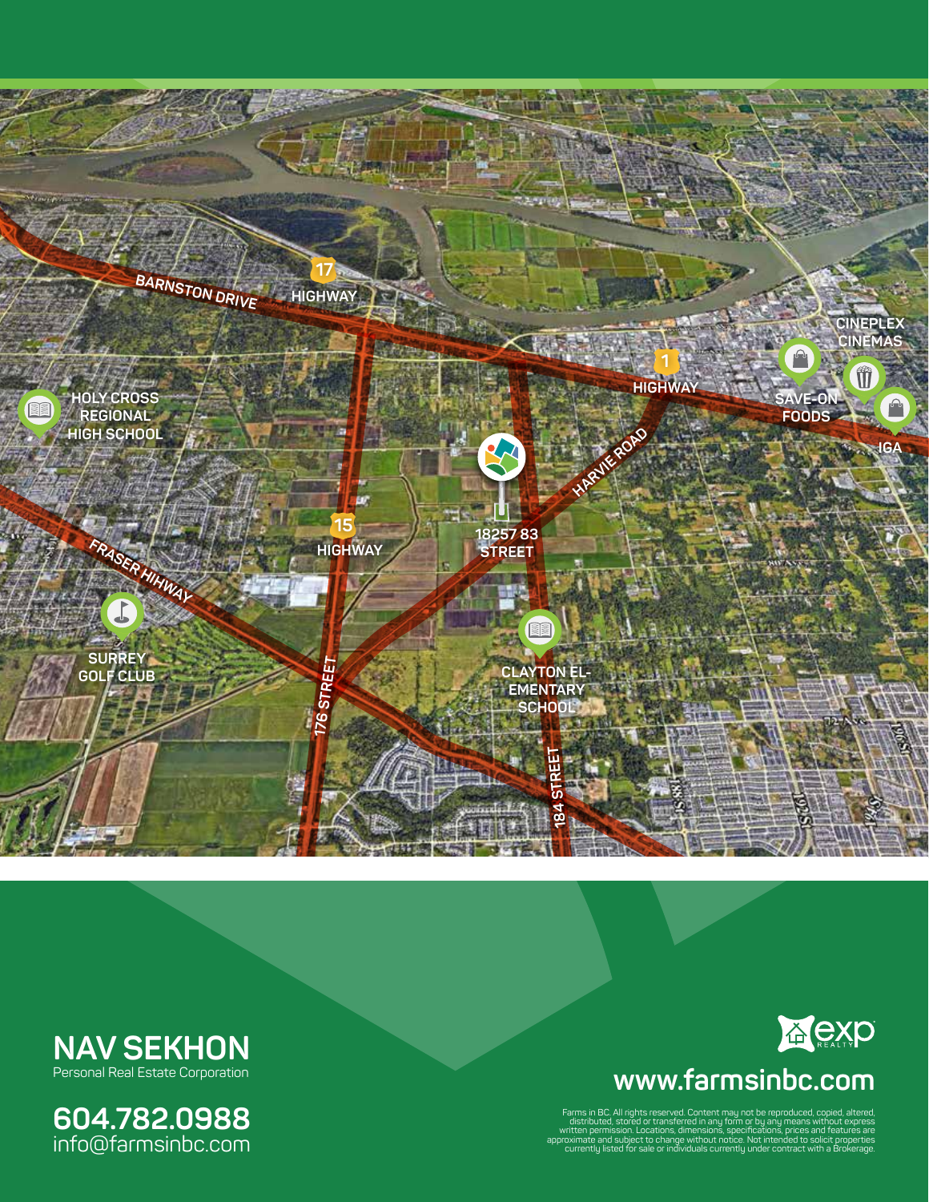BARNSTON DRIVE

17 HIGHWAY

1 HIGHWAY

CINEPLEX CINEMAS

SAVE-ON FOODS

IGA

HOLY CROSS REGIONAL HIGH SCHOOL

HARVIE ROAD

15 HIGHWAY

18257 83 STREET

FRASER HIHWAY

SURREY GOLF CLUB

CLAYTON ELEMENTARY SCHOOL

176 STREET

184 STREET

**NAV SEKHON**
Personal Real Estate Corporation

**604.782.0988**
info@farmsinbc.com

exp REALTY

**www.farmsinbc.com**

Farms in BC. All rights reserved. Content may not be reproduced, copied, altered, distributed, stored or transferred in any form or by any means without express written permission. Locations, dimensions, specifications, prices and features are approximate and subject to change without notice. Not intended to solicit properties currently listed for sale or individuals currently under contract with a Brokerage.